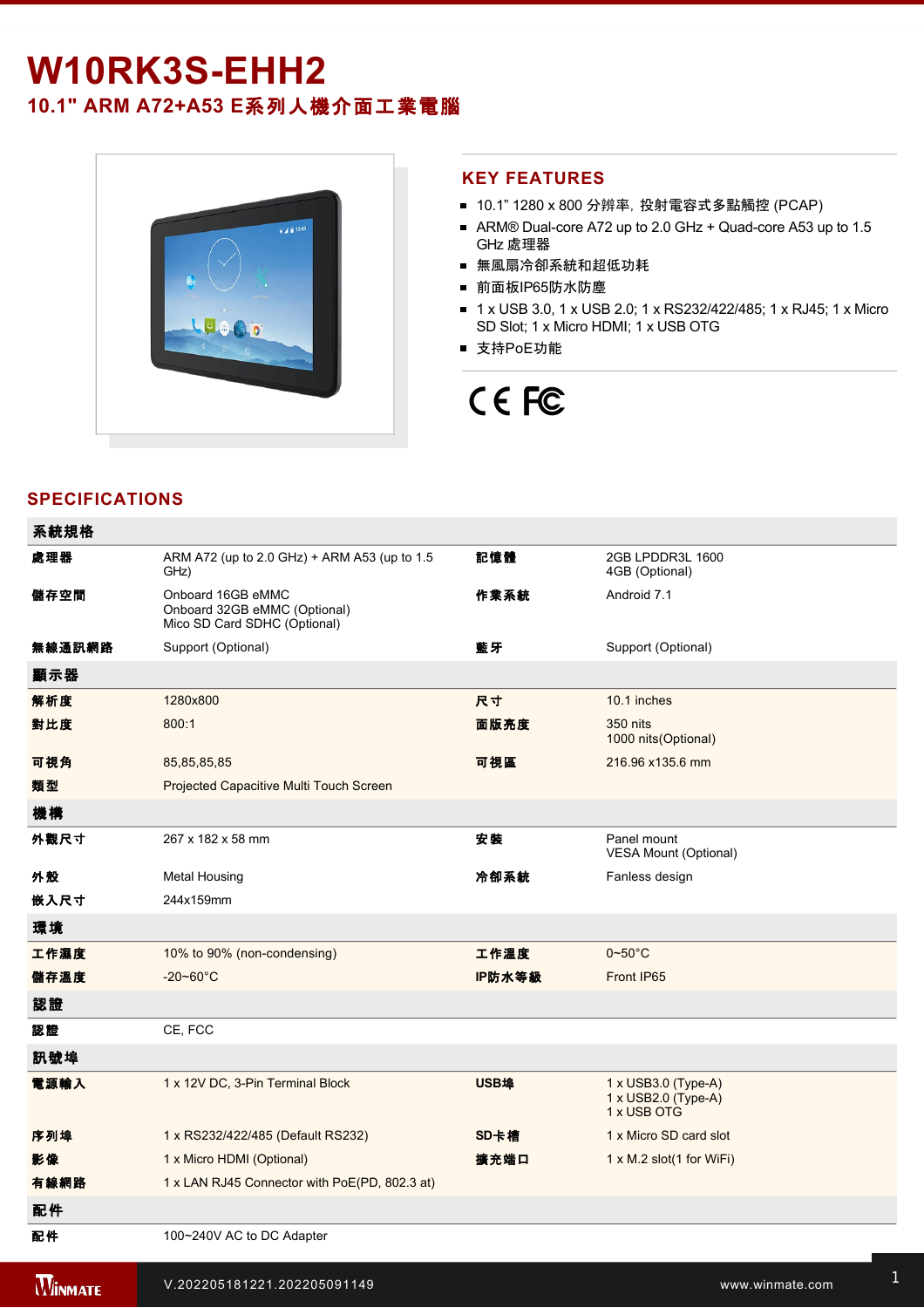# W10RK3S-EHH2

## 10.1" ARM A72+A53 E系列人機介面工業電腦

## KEY FEATURES

- 10.1" 1280 x 800 分辨率，投射電容式多點觸控 (PCAP)
- ARM® Dual-core A72 up to 2.0 GHz + Quad-core A53 up to 1.5 GHz 處理器
- 無風扇冷卻系統和超低功耗
- 前面板IP65防水防塵
- 1 x USB 3.0, 1 x USB 2.0; 1 x RS232/422/485; 1 x RJ45; 1 x Micro SD Slot; 1 x Micro HDMI; 1 x USB OTG
- 支持PoE功能

CE FC

## SPECIFICATIONS

| 系統規格 | | | |
|---|---|---|---|
| 處理器 | ARM A72 (up to 2.0 GHz) + ARM A53 (up to 1.5 GHz) | 記憶體 | 2GB LPDDR3L 1600<br>4GB (Optional) |
| 儲存空間 | Onboard 16GB eMMC<br>Onboard 32GB eMMC (Optional)<br>Mico SD Card SDHC (Optional) | 作業系統 | Android 7.1 |
| 無線通訊網路 | Support (Optional) | 藍牙 | Support (Optional) |
| **顯示器** | | | |
| 解析度 | 1280x800 | 尺寸 | 10.1 inches |
| 對比度 | 800:1 | 面版亮度 | 350 nits<br>1000 nits(Optional) |
| 可視角 | 85,85,85,85 | 可視區 | 216.96 x135.6 mm |
| 類型 | Projected Capacitive Multi Touch Screen | | |
| **機構** | | | |
| 外觀尺寸 | 267 x 182 x 58 mm | 安裝 | Panel mount<br>VESA Mount (Optional) |
| 外殼 | Metal Housing | 冷卻系統 | Fanless design |
| 嵌入尺寸 | 244x159mm | | |
| **環境** | | | |
| 工作濕度 | 10% to 90% (non-condensing) | 工作溫度 | 0~50°C |
| 儲存溫度 | -20~60°C | IP防水等級 | Front IP65 |
| **認證** | | | |
| 認證 | CE, FCC | | |
| **訊號埠** | | | |
| 電源輸入 | 1 x 12V DC, 3-Pin Terminal Block | USB埠 | 1 x USB3.0 (Type-A)<br>1 x USB2.0 (Type-A)<br>1 x USB OTG |
| 序列埠 | 1 x RS232/422/485 (Default RS232) | SD卡槽 | 1 x Micro SD card slot |
| 影像 | 1 x Micro HDMI (Optional) | 擴充端口 | 1 x M.2 slot(1 for WiFi) |
| 有線網路 | 1 x LAN RJ45 Connector with PoE(PD, 802.3 at) | | |
| **配件** | | | |
| 配件 | 100~240V AC to DC Adapter | | |

V.202205181221.202205091149

www.winmate.com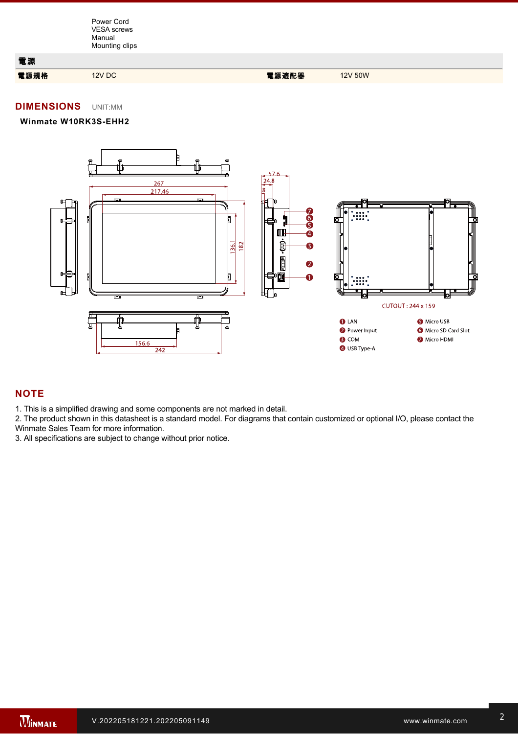| | | | |
|---|---|---|---|
| | Power Cord<br>VESA screws<br>Manual<br>Mounting clips | | |
| **電源** | | | |
| **電源規格** | 12V DC | **電源適配器** | 12V 50W |

## DIMENSIONS UNIT:MM

**Winmate W10RK3S-EHH2**

57.6
24.8
8
267
217.46
136.1
182
156.6
242

CUTOUT : 244 x 159

❶ LAN
❷ Power Input
❸ COM
❹ USB Type-A
❺ Micro USB
❻ Micro SD Card Slot
❼ Micro HDMI

## NOTE

1. This is a simplified drawing and some components are not marked in detail.
2. The product shown in this datasheet is a standard model. For diagrams that contain customized or optional I/O, please contact the Winmate Sales Team for more information.
3. All specifications are subject to change without prior notice.